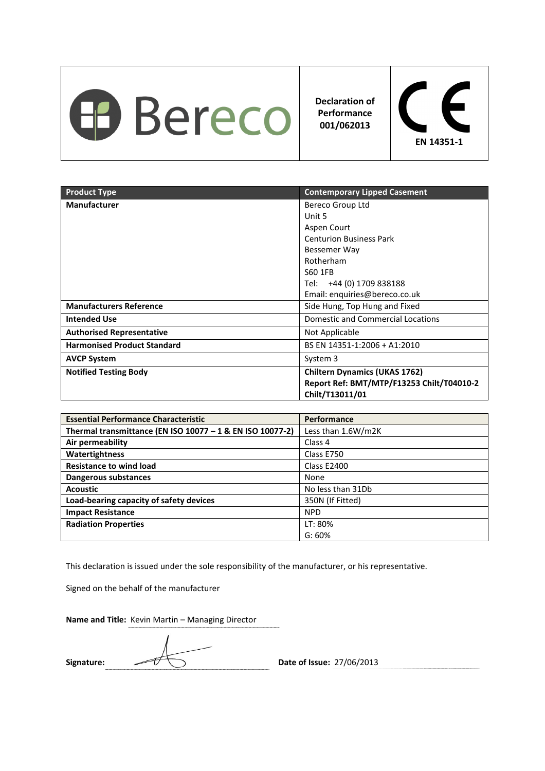| Bereco | Declaration of Performance 001/062013 | CE EN 14351-1 |
|---|---|---|

| Product Type | Contemporary Lipped Casement |
|---|---|
| **Manufacturer** | Bereco Group Ltd<br>Unit 5<br>Aspen Court<br>Centurion Business Park<br>Bessemer Way<br>Rotherham<br>S60 1FB<br>Tel: +44 (0) 1709 838188<br>Email: enquiries@bereco.co.uk |
| **Manufacturers Reference** | Side Hung, Top Hung and Fixed |
| **Intended Use** | Domestic and Commercial Locations |
| **Authorised Representative** | Not Applicable |
| **Harmonised Product Standard** | BS EN 14351-1:2006 + A1:2010 |
| **AVCP System** | System 3 |
| **Notified Testing Body** | **Chiltern Dynamics (UKAS 1762)**<br>**Report Ref: BMT/MTP/F13253 Chilt/T04010-2 Chilt/T13011/01** |

| Essential Performance Characteristic | Performance |
|---|---|
| **Thermal transmittance (EN ISO 10077 – 1 & EN ISO 10077-2)** | Less than 1.6W/m2K |
| **Air permeability** | Class 4 |
| **Watertightness** | Class E750 |
| **Resistance to wind load** | Class E2400 |
| **Dangerous substances** | None |
| **Acoustic** | No less than 31Db |
| **Load-bearing capacity of safety devices** | 350N (If Fitted) |
| **Impact Resistance** | NPD |
| **Radiation Properties** | LT: 80%<br>G: 60% |

This declaration is issued under the sole responsibility of the manufacturer, or his representative.

Signed on the behalf of the manufacturer

**Name and Title:** Kevin Martin – Managing Director

**Signature:** [signature] **Date of Issue:** 27/06/2013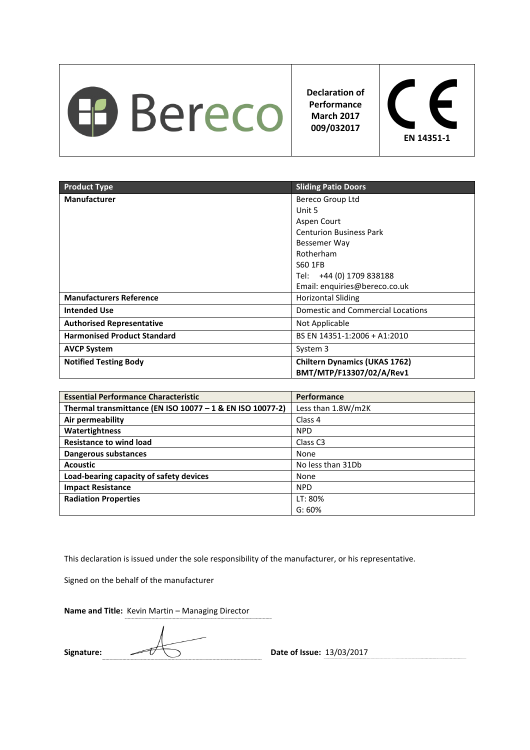| Bereco | Declaration of Performance March 2017 009/032017 | CE EN 14351-1 |
|---|---|---|

| Product Type | Sliding Patio Doors |
|---|---|
| **Manufacturer** | Bereco Group Ltd<br>Unit 5<br>Aspen Court<br>Centurion Business Park<br>Bessemer Way<br>Rotherham<br>S60 1FB<br>Tel: +44 (0) 1709 838188<br>Email: enquiries@bereco.co.uk |
| **Manufacturers Reference** | Horizontal Sliding |
| **Intended Use** | Domestic and Commercial Locations |
| **Authorised Representative** | Not Applicable |
| **Harmonised Product Standard** | BS EN 14351-1:2006 + A1:2010 |
| **AVCP System** | System 3 |
| **Notified Testing Body** | **Chiltern Dynamics (UKAS 1762)**<br>**BMT/MTP/F13307/02/A/Rev1** |

| Essential Performance Characteristic | Performance |
|---|---|
| **Thermal transmittance (EN ISO 10077 – 1 & EN ISO 10077-2)** | Less than 1.8W/m2K |
| **Air permeability** | Class 4 |
| **Watertightness** | NPD |
| **Resistance to wind load** | Class C3 |
| **Dangerous substances** | None |
| **Acoustic** | No less than 31Db |
| **Load-bearing capacity of safety devices** | None |
| **Impact Resistance** | NPD |
| **Radiation Properties** | LT: 80%<br>G: 60% |

This declaration is issued under the sole responsibility of the manufacturer, or his representative.

Signed on the behalf of the manufacturer

**Name and Title:** Kevin Martin – Managing Director

**Signature:** [signature] **Date of Issue:** 13/03/2017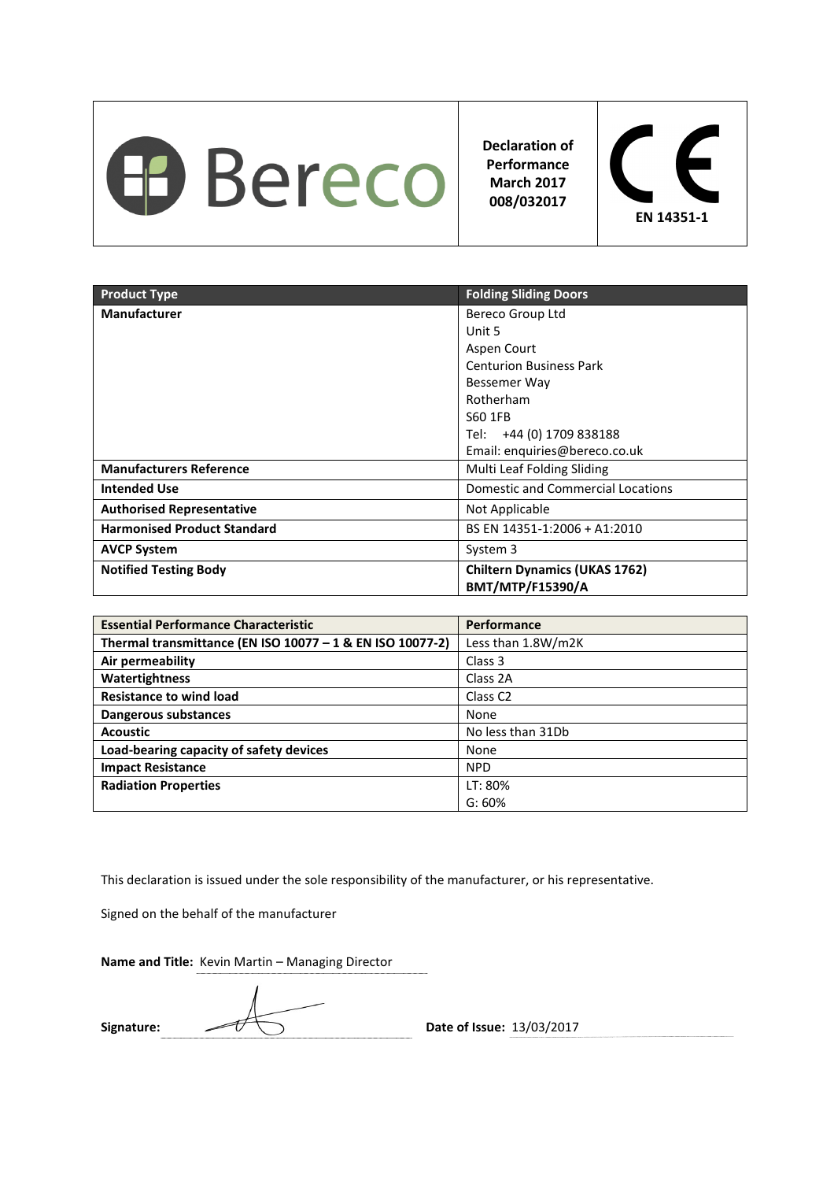| Bereco | Declaration of Performance March 2017 008/032017 | CE EN 14351-1 |
|---|---|---|

| Product Type | Folding Sliding Doors |
|---|---|
| **Manufacturer** | Bereco Group Ltd<br>Unit 5<br>Aspen Court<br>Centurion Business Park<br>Bessemer Way<br>Rotherham<br>S60 1FB<br>Tel: +44 (0) 1709 838188<br>Email: enquiries@bereco.co.uk |
| **Manufacturers Reference** | Multi Leaf Folding Sliding |
| **Intended Use** | Domestic and Commercial Locations |
| **Authorised Representative** | Not Applicable |
| **Harmonised Product Standard** | BS EN 14351-1:2006 + A1:2010 |
| **AVCP System** | System 3 |
| **Notified Testing Body** | **Chiltern Dynamics (UKAS 1762)**<br>**BMT/MTP/F15390/A** |

| Essential Performance Characteristic | Performance |
|---|---|
| **Thermal transmittance (EN ISO 10077 – 1 & EN ISO 10077-2)** | Less than 1.8W/m2K |
| **Air permeability** | Class 3 |
| **Watertightness** | Class 2A |
| **Resistance to wind load** | Class C2 |
| **Dangerous substances** | None |
| **Acoustic** | No less than 31Db |
| **Load-bearing capacity of safety devices** | None |
| **Impact Resistance** | NPD |
| **Radiation Properties** | LT: 80%<br>G: 60% |

This declaration is issued under the sole responsibility of the manufacturer, or his representative.

Signed on the behalf of the manufacturer

**Name and Title:** Kevin Martin – Managing Director

**Signature:** [signature]

**Date of Issue:** 13/03/2017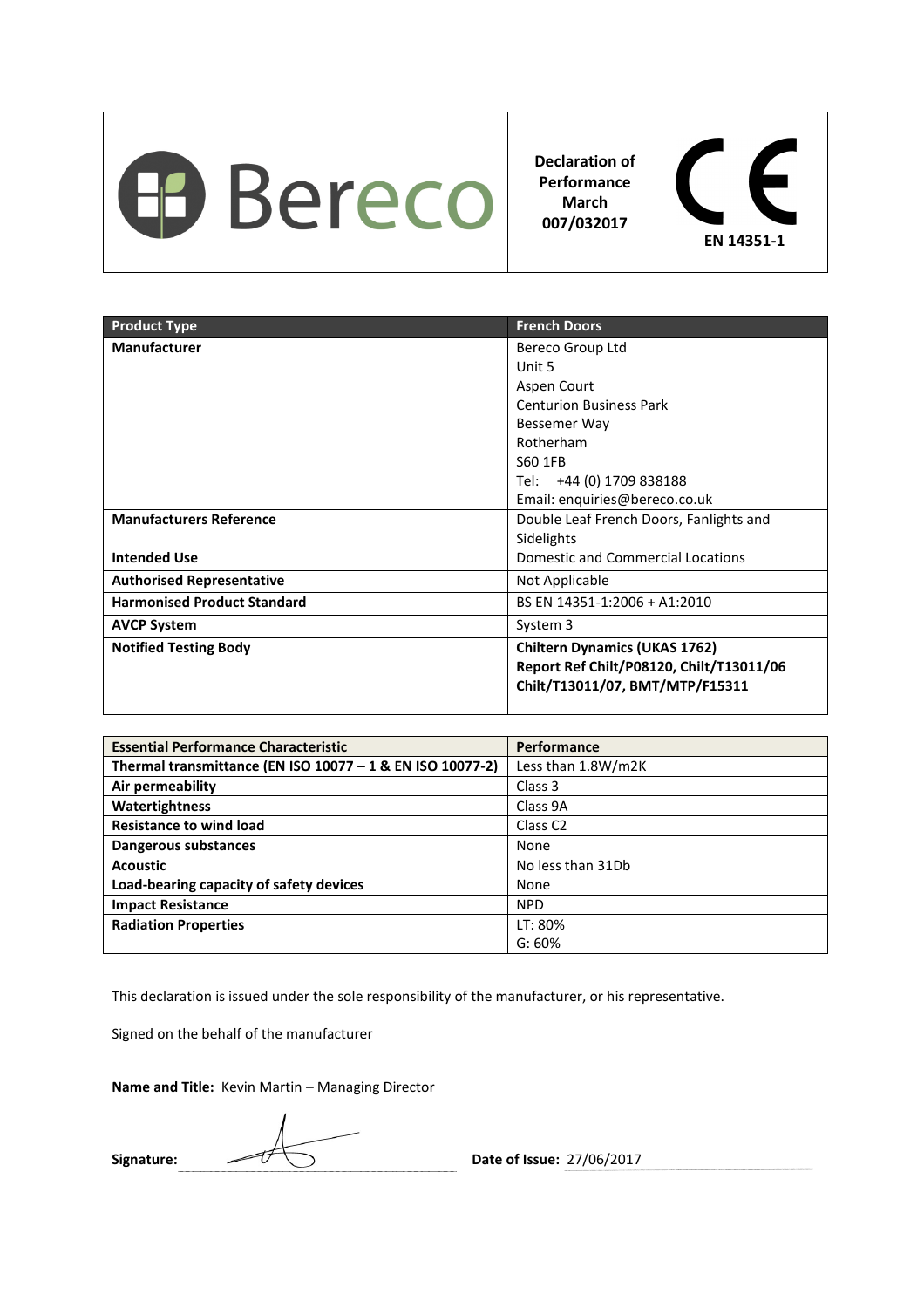| Bereco | Declaration of Performance March 007/032017 | CE EN 14351-1 |
|---|---|---|

| Product Type | French Doors |
|---|---|
| **Manufacturer** | Bereco Group Ltd<br>Unit 5<br>Aspen Court<br>Centurion Business Park<br>Bessemer Way<br>Rotherham<br>S60 1FB<br>Tel: +44 (0) 1709 838188<br>Email: enquiries@bereco.co.uk |
| **Manufacturers Reference** | Double Leaf French Doors, Fanlights and Sidelights |
| **Intended Use** | Domestic and Commercial Locations |
| **Authorised Representative** | Not Applicable |
| **Harmonised Product Standard** | BS EN 14351-1:2006 + A1:2010 |
| **AVCP System** | System 3 |
| **Notified Testing Body** | **Chiltern Dynamics (UKAS 1762)**<br>**Report Ref Chilt/P08120, Chilt/T13011/06**<br>**Chilt/T13011/07, BMT/MTP/F15311** |

| Essential Performance Characteristic | Performance |
|---|---|
| **Thermal transmittance (EN ISO 10077 – 1 & EN ISO 10077-2)** | Less than 1.8W/m2K |
| **Air permeability** | Class 3 |
| **Watertightness** | Class 9A |
| **Resistance to wind load** | Class C2 |
| **Dangerous substances** | None |
| **Acoustic** | No less than 31Db |
| **Load-bearing capacity of safety devices** | None |
| **Impact Resistance** | NPD |
| **Radiation Properties** | LT: 80%<br>G: 60% |

This declaration is issued under the sole responsibility of the manufacturer, or his representative.

Signed on the behalf of the manufacturer

**Name and Title:** Kevin Martin – Managing Director

**Signature:** [signature]

**Date of Issue:** 27/06/2017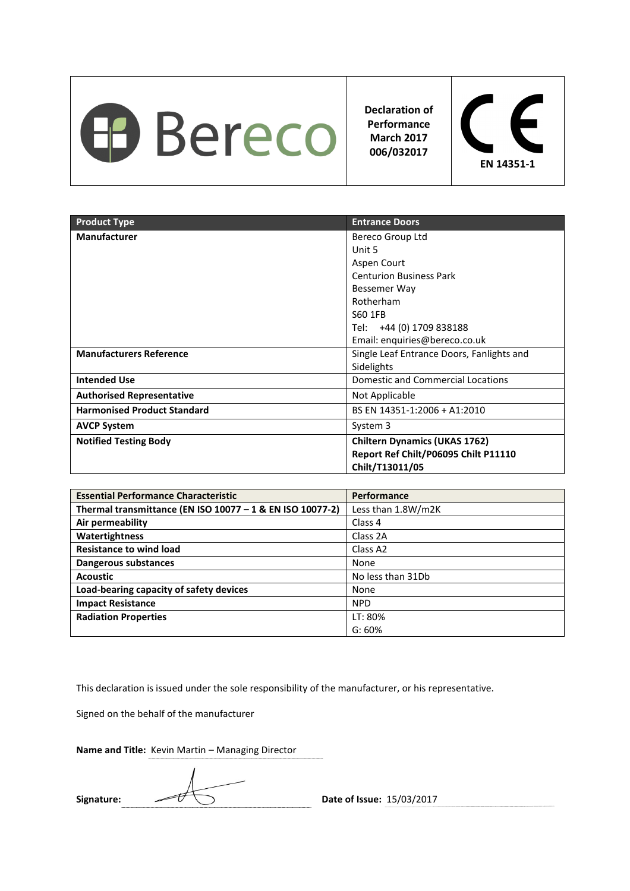| Bereco | Declaration of Performance March 2017 006/032017 | CE EN 14351-1 |
| --- | --- | --- |

| Product Type | Entrance Doors |
| --- | --- |
| **Manufacturer** | Bereco Group Ltd<br>Unit 5<br>Aspen Court<br>Centurion Business Park<br>Bessemer Way<br>Rotherham<br>S60 1FB<br>Tel: +44 (0) 1709 838188<br>Email: enquiries@bereco.co.uk |
| **Manufacturers Reference** | Single Leaf Entrance Doors, Fanlights and Sidelights |
| **Intended Use** | Domestic and Commercial Locations |
| **Authorised Representative** | Not Applicable |
| **Harmonised Product Standard** | BS EN 14351-1:2006 + A1:2010 |
| **AVCP System** | System 3 |
| **Notified Testing Body** | **Chiltern Dynamics (UKAS 1762)**<br>**Report Ref Chilt/P06095 Chilt P11110**<br>**Chilt/T13011/05** |

| Essential Performance Characteristic | Performance |
| --- | --- |
| **Thermal transmittance (EN ISO 10077 – 1 & EN ISO 10077-2)** | Less than 1.8W/m2K |
| **Air permeability** | Class 4 |
| **Watertightness** | Class 2A |
| **Resistance to wind load** | Class A2 |
| **Dangerous substances** | None |
| **Acoustic** | No less than 31Db |
| **Load-bearing capacity of safety devices** | None |
| **Impact Resistance** | NPD |
| **Radiation Properties** | LT: 80%<br>G: 60% |

This declaration is issued under the sole responsibility of the manufacturer, or his representative.

Signed on the behalf of the manufacturer

**Name and Title:** Kevin Martin – Managing Director

**Signature:**

**Date of Issue:** 15/03/2017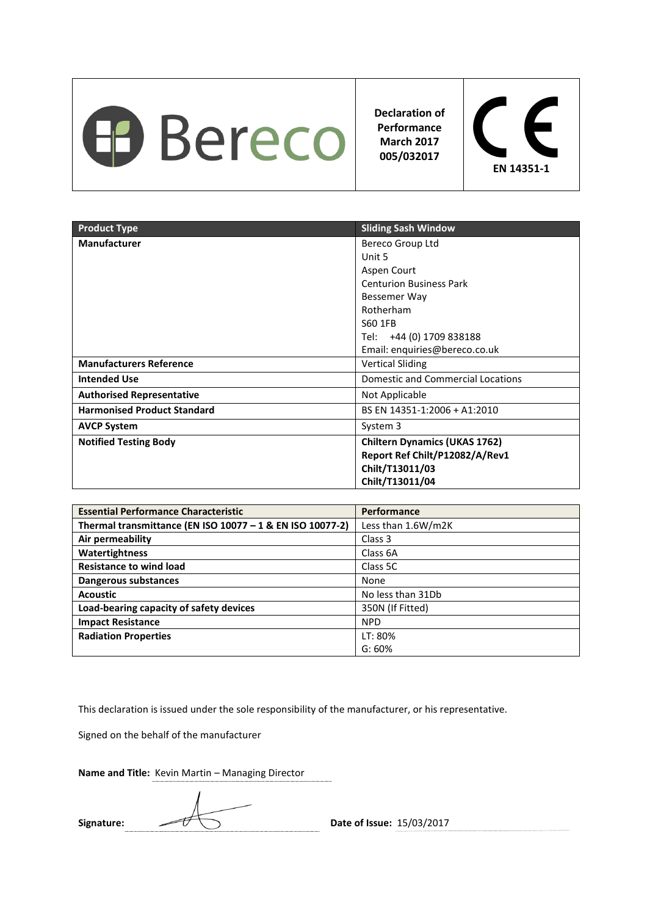| Bereco | Declaration of Performance March 2017 005/032017 | CE EN 14351-1 |
|---|---|---|

| Product Type | Sliding Sash Window |
|---|---|
| **Manufacturer** | Bereco Group Ltd<br>Unit 5<br>Aspen Court<br>Centurion Business Park<br>Bessemer Way<br>Rotherham<br>S60 1FB<br>Tel: +44 (0) 1709 838188<br>Email: enquiries@bereco.co.uk |
| **Manufacturers Reference** | Vertical Sliding |
| **Intended Use** | Domestic and Commercial Locations |
| **Authorised Representative** | Not Applicable |
| **Harmonised Product Standard** | BS EN 14351-1:2006 + A1:2010 |
| **AVCP System** | System 3 |
| **Notified Testing Body** | **Chiltern Dynamics (UKAS 1762)**<br>**Report Ref Chilt/P12082/A/Rev1**<br>**Chilt/T13011/03**<br>**Chilt/T13011/04** |

| Essential Performance Characteristic | Performance |
|---|---|
| **Thermal transmittance (EN ISO 10077 – 1 & EN ISO 10077-2)** | Less than 1.6W/m2K |
| **Air permeability** | Class 3 |
| **Watertightness** | Class 6A |
| **Resistance to wind load** | Class 5C |
| **Dangerous substances** | None |
| **Acoustic** | No less than 31Db |
| **Load-bearing capacity of safety devices** | 350N (If Fitted) |
| **Impact Resistance** | NPD |
| **Radiation Properties** | LT: 80%<br>G: 60% |

This declaration is issued under the sole responsibility of the manufacturer, or his representative.

Signed on the behalf of the manufacturer

**Name and Title:** Kevin Martin – Managing Director

**Signature:** [signature] **Date of Issue:** 15/03/2017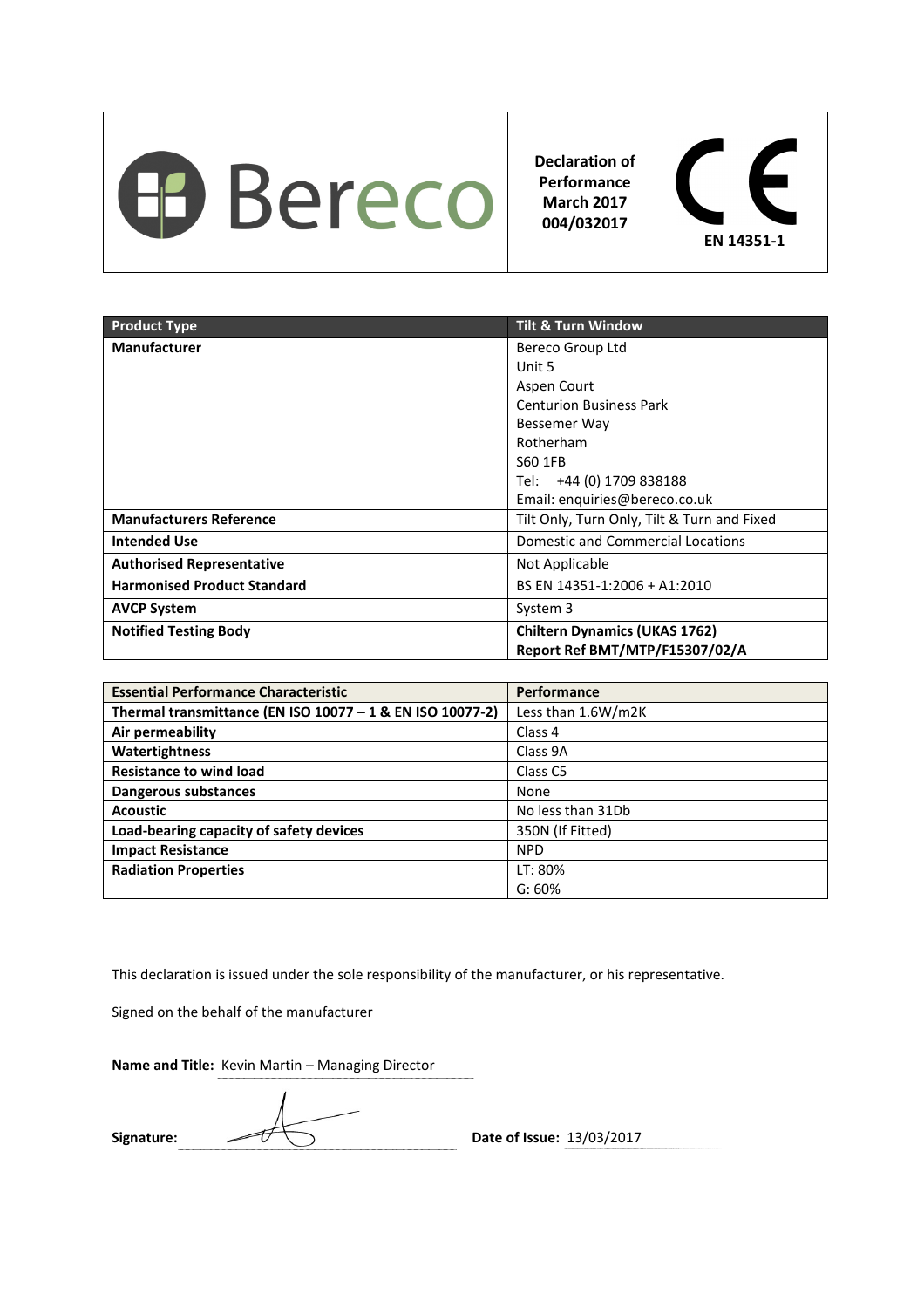**Bereco**

**Declaration of Performance March 2017 004/032017**

**CE**
**EN 14351-1**

| **Product Type** | **Tilt & Turn Window** |
|---|---|
| **Manufacturer** | Bereco Group Ltd<br>Unit 5<br>Aspen Court<br>Centurion Business Park<br>Bessemer Way<br>Rotherham<br>S60 1FB<br>Tel: +44 (0) 1709 838188<br>Email: enquiries@bereco.co.uk |
| **Manufacturers Reference** | Tilt Only, Turn Only, Tilt & Turn and Fixed |
| **Intended Use** | Domestic and Commercial Locations |
| **Authorised Representative** | Not Applicable |
| **Harmonised Product Standard** | BS EN 14351-1:2006 + A1:2010 |
| **AVCP System** | System 3 |
| **Notified Testing Body** | **Chiltern Dynamics (UKAS 1762)**<br>**Report Ref BMT/MTP/F15307/02/A** |

| **Essential Performance Characteristic** | **Performance** |
|---|---|
| **Thermal transmittance (EN ISO 10077 – 1 & EN ISO 10077-2)** | Less than 1.6W/m2K |
| **Air permeability** | Class 4 |
| **Watertightness** | Class 9A |
| **Resistance to wind load** | Class C5 |
| **Dangerous substances** | None |
| **Acoustic** | No less than 31Db |
| **Load-bearing capacity of safety devices** | 350N (If Fitted) |
| **Impact Resistance** | NPD |
| **Radiation Properties** | LT: 80%<br>G: 60% |

This declaration is issued under the sole responsibility of the manufacturer, or his representative.

Signed on the behalf of the manufacturer

**Name and Title:** Kevin Martin – Managing Director

**Signature:**

**Date of Issue:** 13/03/2017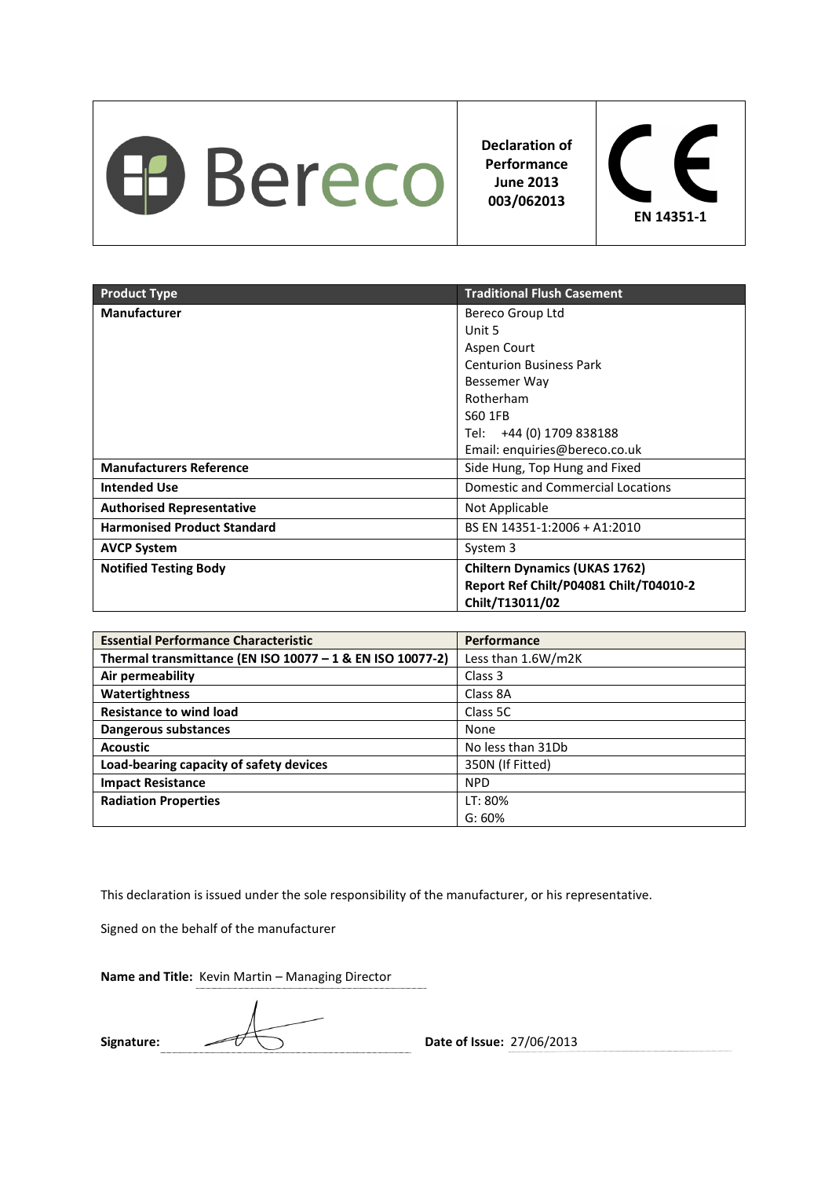| Bereco | Declaration of Performance June 2013 003/062013 | CE EN 14351-1 |
|---|---|---|

| Product Type | Traditional Flush Casement |
|---|---|
| **Manufacturer** | Bereco Group Ltd<br>Unit 5<br>Aspen Court<br>Centurion Business Park<br>Bessemer Way<br>Rotherham<br>S60 1FB<br>Tel: +44 (0) 1709 838188<br>Email: enquiries@bereco.co.uk |
| **Manufacturers Reference** | Side Hung, Top Hung and Fixed |
| **Intended Use** | Domestic and Commercial Locations |
| **Authorised Representative** | Not Applicable |
| **Harmonised Product Standard** | BS EN 14351-1:2006 + A1:2010 |
| **AVCP System** | System 3 |
| **Notified Testing Body** | **Chiltern Dynamics (UKAS 1762)**<br>**Report Ref Chilt/P04081 Chilt/T04010-2**<br>**Chilt/T13011/02** |

| Essential Performance Characteristic | Performance |
|---|---|
| **Thermal transmittance (EN ISO 10077 – 1 & EN ISO 10077-2)** | Less than 1.6W/m2K |
| **Air permeability** | Class 3 |
| **Watertightness** | Class 8A |
| **Resistance to wind load** | Class 5C |
| **Dangerous substances** | None |
| **Acoustic** | No less than 31Db |
| **Load-bearing capacity of safety devices** | 350N (If Fitted) |
| **Impact Resistance** | NPD |
| **Radiation Properties** | LT: 80%<br>G: 60% |

This declaration is issued under the sole responsibility of the manufacturer, or his representative.

Signed on the behalf of the manufacturer

**Name and Title:** Kevin Martin – Managing Director

**Signature:** [signature]

**Date of Issue:** 27/06/2013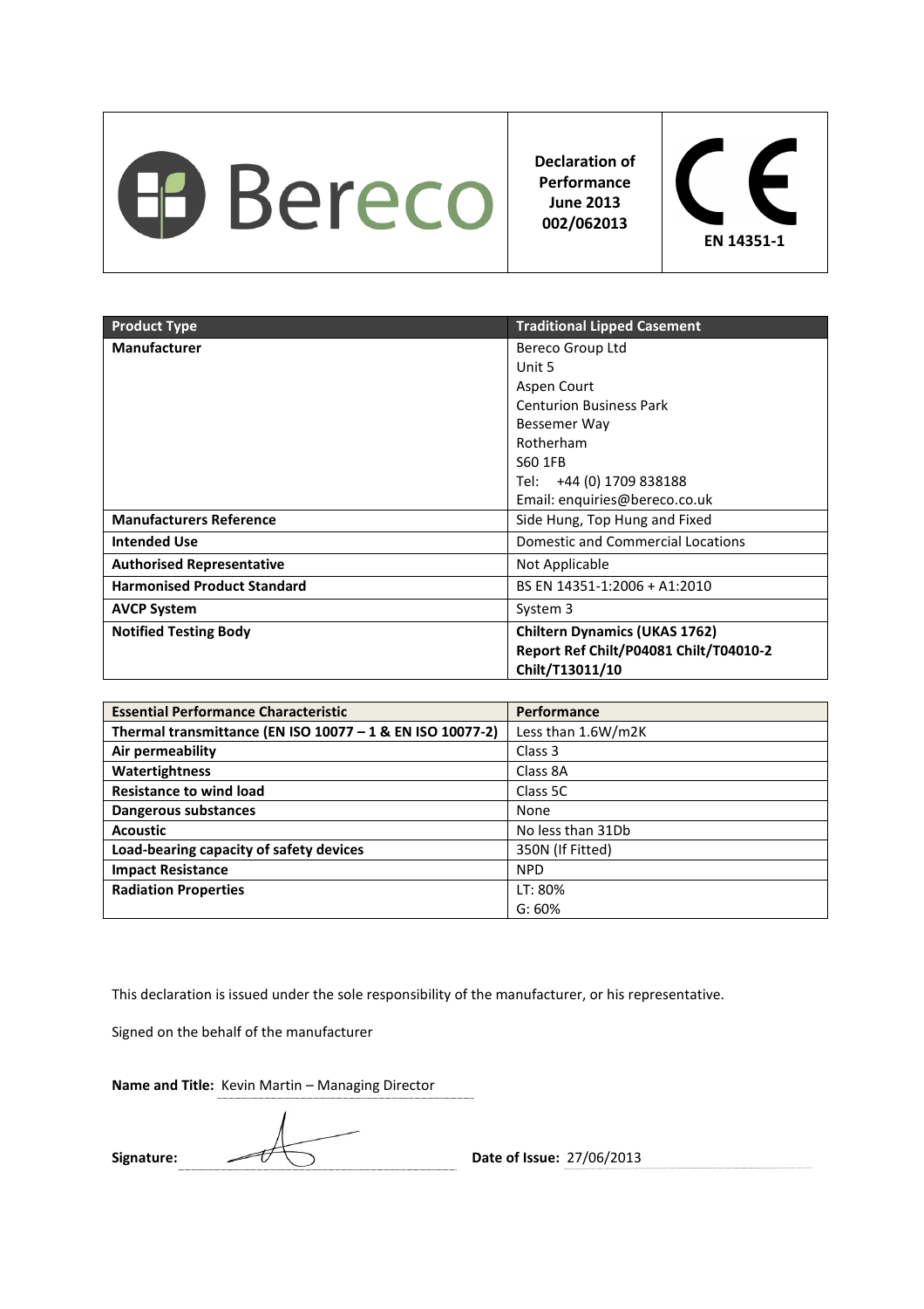| Bereco | Declaration of Performance June 2013 002/062013 | CE EN 14351-1 |
|---|---|---|

| Product Type | Traditional Lipped Casement |
|---|---|
| **Manufacturer** | Bereco Group Ltd<br>Unit 5<br>Aspen Court<br>Centurion Business Park<br>Bessemer Way<br>Rotherham<br>S60 1FB<br>Tel: +44 (0) 1709 838188<br>Email: enquiries@bereco.co.uk |
| **Manufacturers Reference** | Side Hung, Top Hung and Fixed |
| **Intended Use** | Domestic and Commercial Locations |
| **Authorised Representative** | Not Applicable |
| **Harmonised Product Standard** | BS EN 14351-1:2006 + A1:2010 |
| **AVCP System** | System 3 |
| **Notified Testing Body** | **Chiltern Dynamics (UKAS 1762)**<br>**Report Ref Chilt/P04081 Chilt/T04010-2 Chilt/T13011/10** |

| Essential Performance Characteristic | Performance |
|---|---|
| **Thermal transmittance (EN ISO 10077 – 1 & EN ISO 10077-2)** | Less than 1.6W/m2K |
| **Air permeability** | Class 3 |
| **Watertightness** | Class 8A |
| **Resistance to wind load** | Class 5C |
| **Dangerous substances** | None |
| **Acoustic** | No less than 31Db |
| **Load-bearing capacity of safety devices** | 350N (If Fitted) |
| **Impact Resistance** | NPD |
| **Radiation Properties** | LT: 80%<br>G: 60% |

This declaration is issued under the sole responsibility of the manufacturer, or his representative.

Signed on the behalf of the manufacturer

**Name and Title:** Kevin Martin – Managing Director

**Signature:**

**Date of Issue:** 27/06/2013